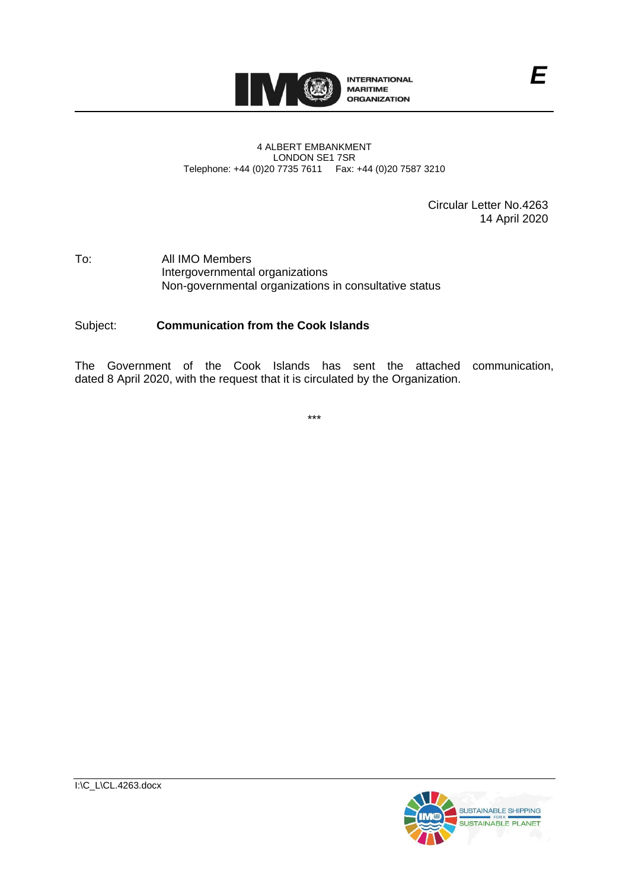INTERNATIONAL MARITIME ORGANIZATION

E

4 ALBERT EMBANKMENT
LONDON SE1 7SR
Telephone: +44 (0)20 7735 7611 Fax: +44 (0)20 7587 3210

Circular Letter No.4263
14 April 2020

To: All IMO Members
Intergovernmental organizations
Non-governmental organizations in consultative status

Subject: **Communication from the Cook Islands**

The Government of the Cook Islands has sent the attached communication, dated 8 April 2020, with the request that it is circulated by the Organization.

***

I:\C_L\CL.4263.docx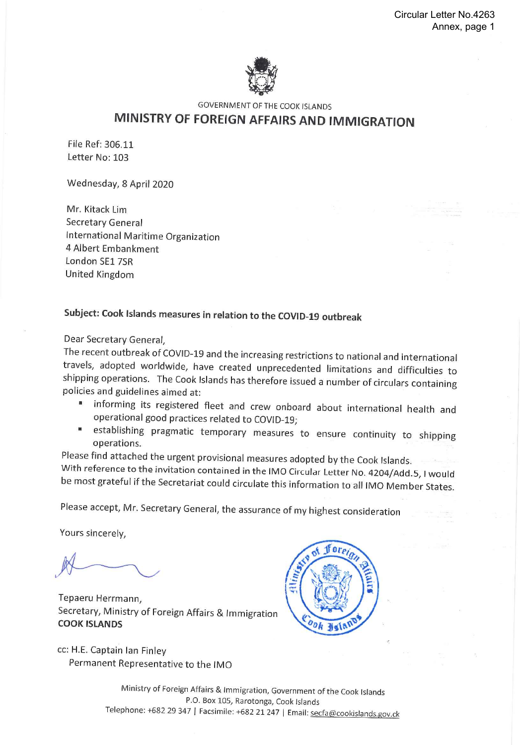GOVERNMENT OF THE COOK ISLANDS

# MINISTRY OF FOREIGN AFFAIRS AND IMMIGRATION

File Ref: 306.11
Letter No: 103

Wednesday, 8 April 2020

Mr. Kitack Lim
Secretary General
International Maritime Organization
4 Albert Embankment
London SE1 7SR
United Kingdom

**Subject: Cook Islands measures in relation to the COVID-19 outbreak**

Dear Secretary General,

The recent outbreak of COVID-19 and the increasing restrictions to national and international travels, adopted worldwide, have created unprecedented limitations and difficulties to shipping operations. The Cook Islands has therefore issued a number of circulars containing policies and guidelines aimed at:

- informing its registered fleet and crew onboard about international health and operational good practices related to COVID-19;
- establishing pragmatic temporary measures to ensure continuity to shipping operations.

Please find attached the urgent provisional measures adopted by the Cook Islands.

With reference to the invitation contained in the IMO Circular Letter No. 4204/Add.5, I would be most grateful if the Secretariat could circulate this information to all IMO Member States.

Please accept, Mr. Secretary General, the assurance of my highest consideration

Yours sincerely,

Tepaeru Herrmann,
Secretary, Ministry of Foreign Affairs & Immigration
**COOK ISLANDS**

cc: H.E. Captain Ian Finley
Permanent Representative to the IMO

Ministry of Foreign Affairs & Immigration, Government of the Cook Islands
P.O. Box 105, Rarotonga, Cook Islands
Telephone: +682 29 347 | Facsimile: +682 21 247 | Email: secfa@cookislands.gov.ck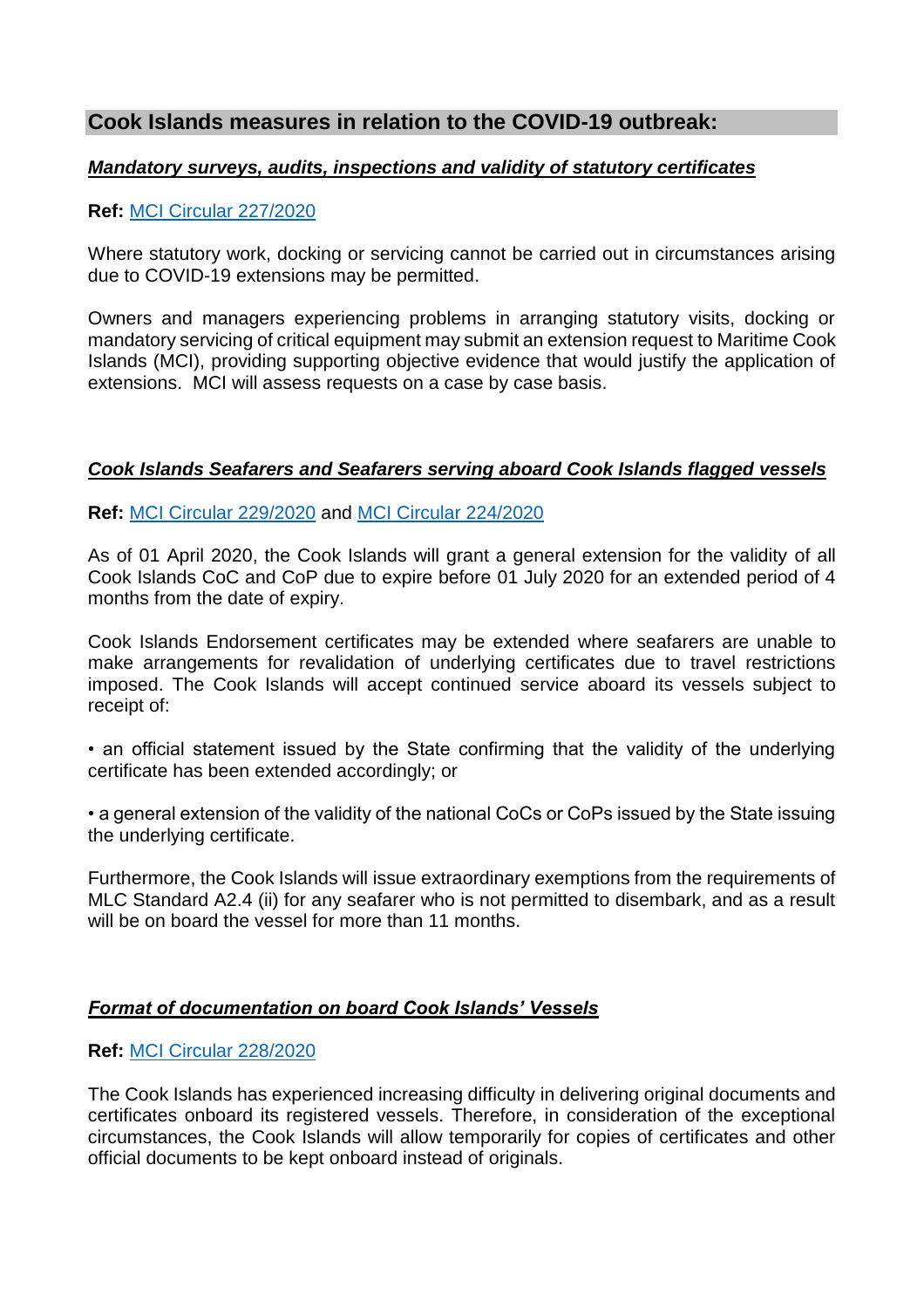## Cook Islands measures in relation to the COVID-19 outbreak:

***Mandatory surveys, audits, inspections and validity of statutory certificates***

**Ref:** MCI Circular 227/2020

Where statutory work, docking or servicing cannot be carried out in circumstances arising due to COVID-19 extensions may be permitted.

Owners and managers experiencing problems in arranging statutory visits, docking or mandatory servicing of critical equipment may submit an extension request to Maritime Cook Islands (MCI), providing supporting objective evidence that would justify the application of extensions. MCI will assess requests on a case by case basis.

***Cook Islands Seafarers and Seafarers serving aboard Cook Islands flagged vessels***

**Ref:** MCI Circular 229/2020 and MCI Circular 224/2020

As of 01 April 2020, the Cook Islands will grant a general extension for the validity of all Cook Islands CoC and CoP due to expire before 01 July 2020 for an extended period of 4 months from the date of expiry.

Cook Islands Endorsement certificates may be extended where seafarers are unable to make arrangements for revalidation of underlying certificates due to travel restrictions imposed. The Cook Islands will accept continued service aboard its vessels subject to receipt of:

• an official statement issued by the State confirming that the validity of the underlying certificate has been extended accordingly; or

• a general extension of the validity of the national CoCs or CoPs issued by the State issuing the underlying certificate.

Furthermore, the Cook Islands will issue extraordinary exemptions from the requirements of MLC Standard A2.4 (ii) for any seafarer who is not permitted to disembark, and as a result will be on board the vessel for more than 11 months.

***Format of documentation on board Cook Islands' Vessels***

**Ref:** MCI Circular 228/2020

The Cook Islands has experienced increasing difficulty in delivering original documents and certificates onboard its registered vessels. Therefore, in consideration of the exceptional circumstances, the Cook Islands will allow temporarily for copies of certificates and other official documents to be kept onboard instead of originals.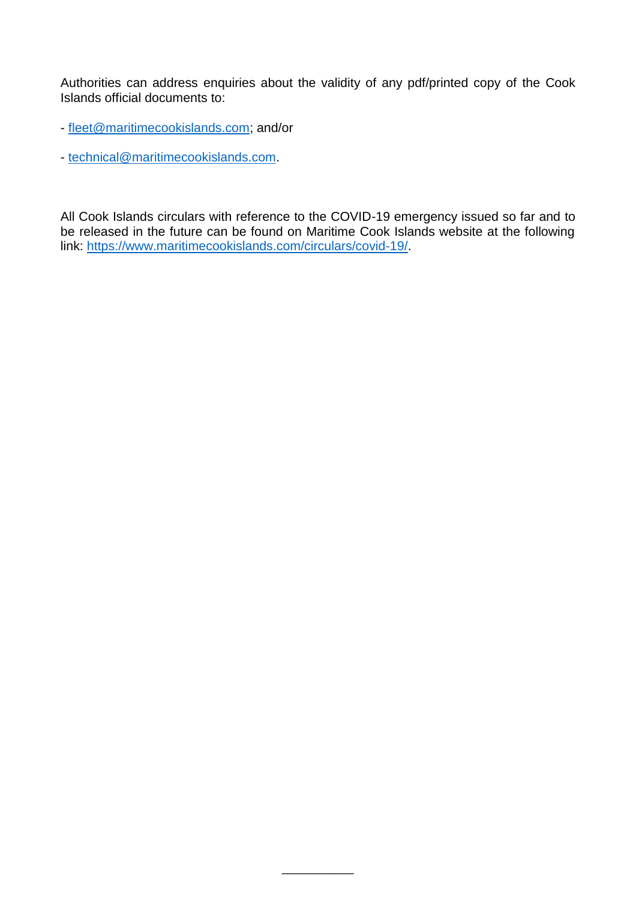Authorities can address enquiries about the validity of any pdf/printed copy of the Cook Islands official documents to:

- fleet@maritimecookislands.com; and/or

- technical@maritimecookislands.com.

All Cook Islands circulars with reference to the COVID-19 emergency issued so far and to be released in the future can be found on Maritime Cook Islands website at the following link: https://www.maritimecookislands.com/circulars/covid-19/.